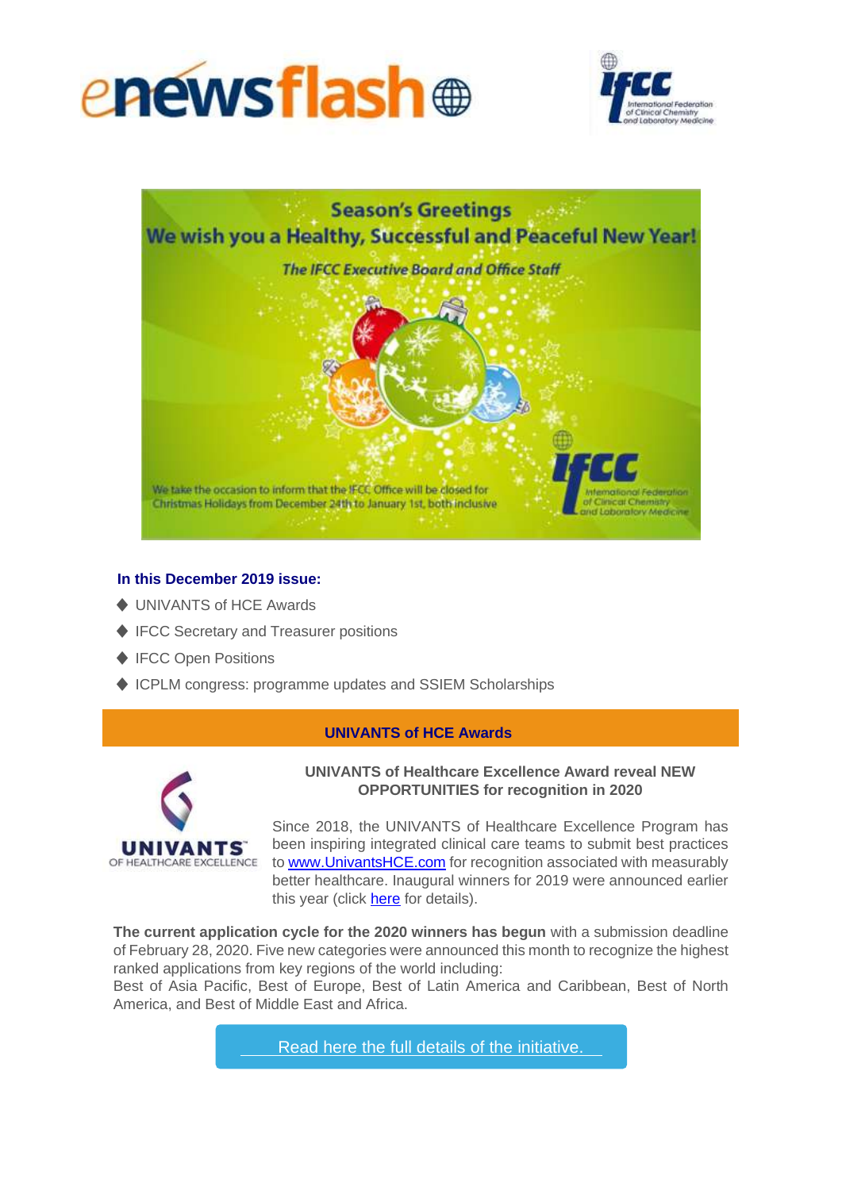Season's Greetings

We wish you a Healthy, Successful and Peaceful New Year!

*The IFCC Executive Board and Office Staff*

We take the occasion to inform that the IFCC Office will be closed for Christmas Holidays from December 24th to January 1st, both inclusive

**In this December 2019 issue:**

- UNIVANTS of HCE Awards
- IFCC Secretary and Treasurer positions
- IFCC Open Positions
- ICPLM congress: programme updates and SSIEM Scholarships

## UNIVANTS of HCE Awards

**UNIVANTS of Healthcare Excellence Award reveal NEW OPPORTUNITIES for recognition in 2020**

Since 2018, the UNIVANTS of Healthcare Excellence Program has been inspiring integrated clinical care teams to submit best practices to www.UnivantsHCE.com for recognition associated with measurably better healthcare. Inaugural winners for 2019 were announced earlier this year (click here for details).

**The current application cycle for the 2020 winners has begun** with a submission deadline of February 28, 2020. Five new categories were announced this month to recognize the highest ranked applications from key regions of the world including:
Best of Asia Pacific, Best of Europe, Best of Latin America and Caribbean, Best of North America, and Best of Middle East and Africa.

Read here the full details of the initiative.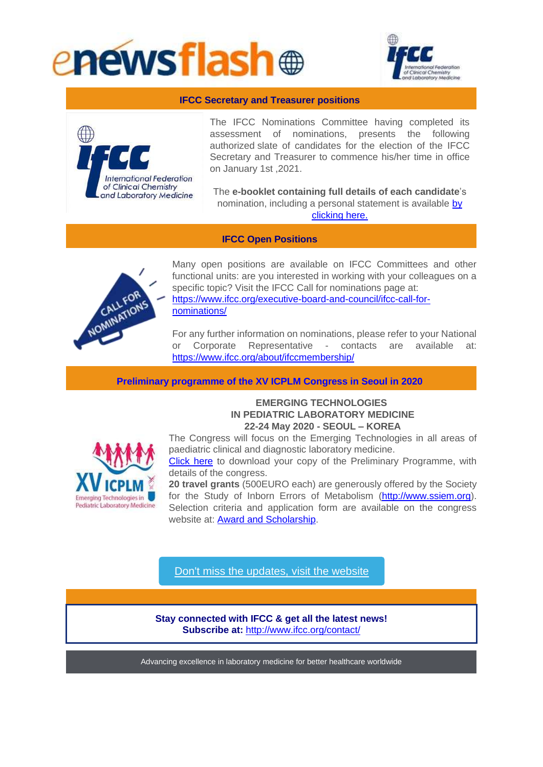# enewsflash

## IFCC Secretary and Treasurer positions

The IFCC Nominations Committee having completed its assessment of nominations, presents the following authorized slate of candidates for the election of the IFCC Secretary and Treasurer to commence his/her time in office on January 1st ,2021.

The **e-booklet containing full details of each candidate**'s nomination, including a personal statement is available by clicking here.

## IFCC Open Positions

Many open positions are available on IFCC Committees and other functional units: are you interested in working with your colleagues on a specific topic? Visit the IFCC Call for nominations page at: https://www.ifcc.org/executive-board-and-council/ifcc-call-for-nominations/

For any further information on nominations, please refer to your National or Corporate Representative - contacts are available at: https://www.ifcc.org/about/ifccmembership/

## Preliminary programme of the XV ICPLM Congress in Seoul in 2020

**EMERGING TECHNOLOGIES**
**IN PEDIATRIC LABORATORY MEDICINE**
**22-24 May 2020 - SEOUL – KOREA**

The Congress will focus on the Emerging Technologies in all areas of paediatric clinical and diagnostic laboratory medicine.
Click here to download your copy of the Preliminary Programme, with details of the congress.
**20 travel grants** (500EURO each) are generously offered by the Society for the Study of Inborn Errors of Metabolism (http://www.ssiem.org). Selection criteria and application form are available on the congress website at: Award and Scholarship.

Don't miss the updates, visit the website

**Stay connected with IFCC & get all the latest news!**
**Subscribe at:** http://www.ifcc.org/contact/

Advancing excellence in laboratory medicine for better healthcare worldwide